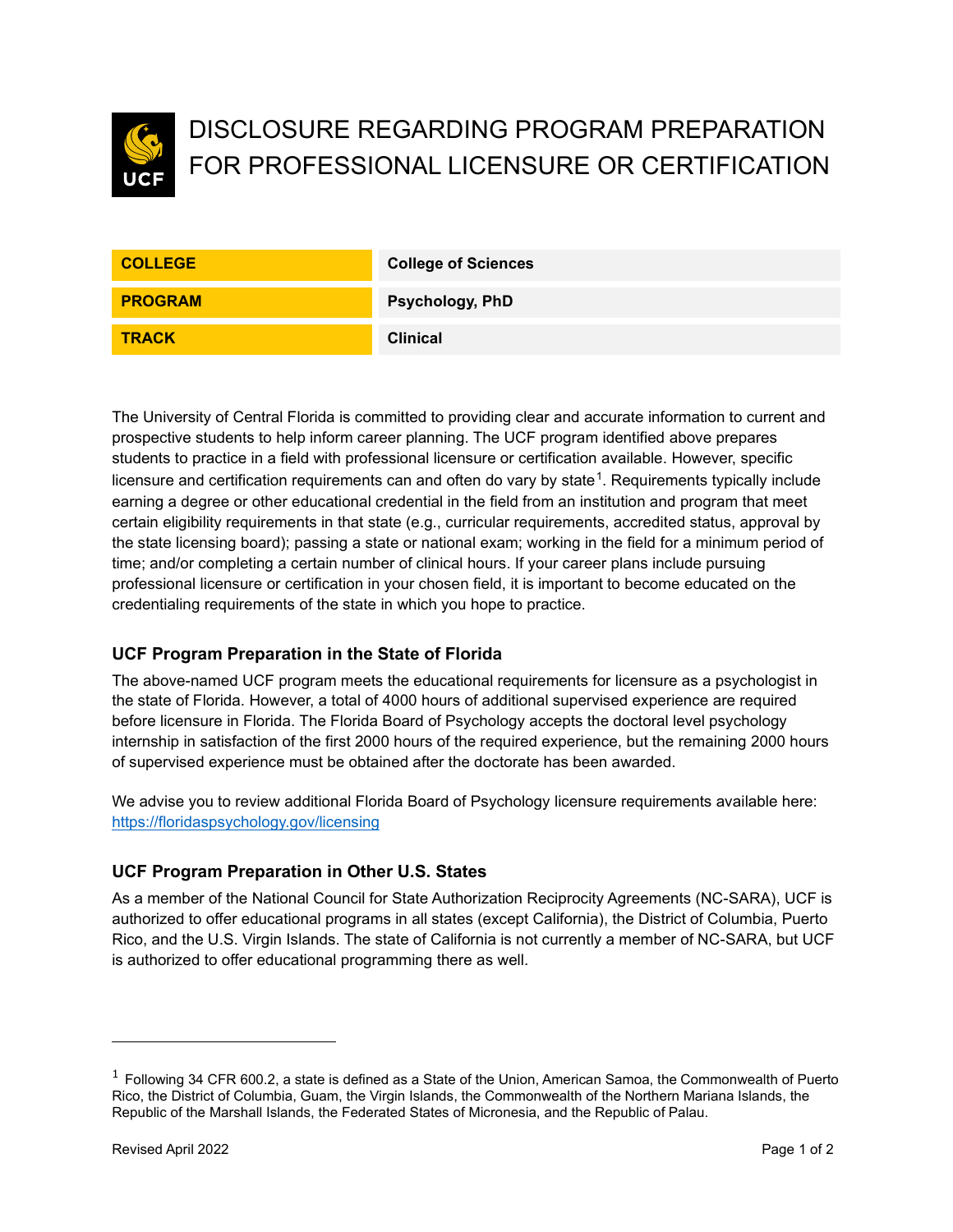# DISCLOSURE REGARDING PROGRAM PREPARATION FOR PROFESSIONAL LICENSURE OR CERTIFICATION

| | |
|---|---|
| **COLLEGE** | **College of Sciences** |
| **PROGRAM** | **Psychology, PhD** |
| **TRACK** | **Clinical** |

The University of Central Florida is committed to providing clear and accurate information to current and prospective students to help inform career planning. The UCF program identified above prepares students to practice in a field with professional licensure or certification available. However, specific licensure and certification requirements can and often do vary by state[1]. Requirements typically include earning a degree or other educational credential in the field from an institution and program that meet certain eligibility requirements in that state (e.g., curricular requirements, accredited status, approval by the state licensing board); passing a state or national exam; working in the field for a minimum period of time; and/or completing a certain number of clinical hours. If your career plans include pursuing professional licensure or certification in your chosen field, it is important to become educated on the credentialing requirements of the state in which you hope to practice.

### UCF Program Preparation in the State of Florida

The above-named UCF program meets the educational requirements for licensure as a psychologist in the state of Florida. However, a total of 4000 hours of additional supervised experience are required before licensure in Florida. The Florida Board of Psychology accepts the doctoral level psychology internship in satisfaction of the first 2000 hours of the required experience, but the remaining 2000 hours of supervised experience must be obtained after the doctorate has been awarded.

We advise you to review additional Florida Board of Psychology licensure requirements available here: [https://floridaspsychology.gov/licensing](https://floridaspsychology.gov/licensing)

### UCF Program Preparation in Other U.S. States

As a member of the National Council for State Authorization Reciprocity Agreements (NC-SARA), UCF is authorized to offer educational programs in all states (except California), the District of Columbia, Puerto Rico, and the U.S. Virgin Islands. The state of California is not currently a member of NC-SARA, but UCF is authorized to offer educational programming there as well.

---

[1] Following 34 CFR 600.2, a state is defined as a State of the Union, American Samoa, the Commonwealth of Puerto Rico, the District of Columbia, Guam, the Virgin Islands, the Commonwealth of the Northern Mariana Islands, the Republic of the Marshall Islands, the Federated States of Micronesia, and the Republic of Palau.

Revised April 2022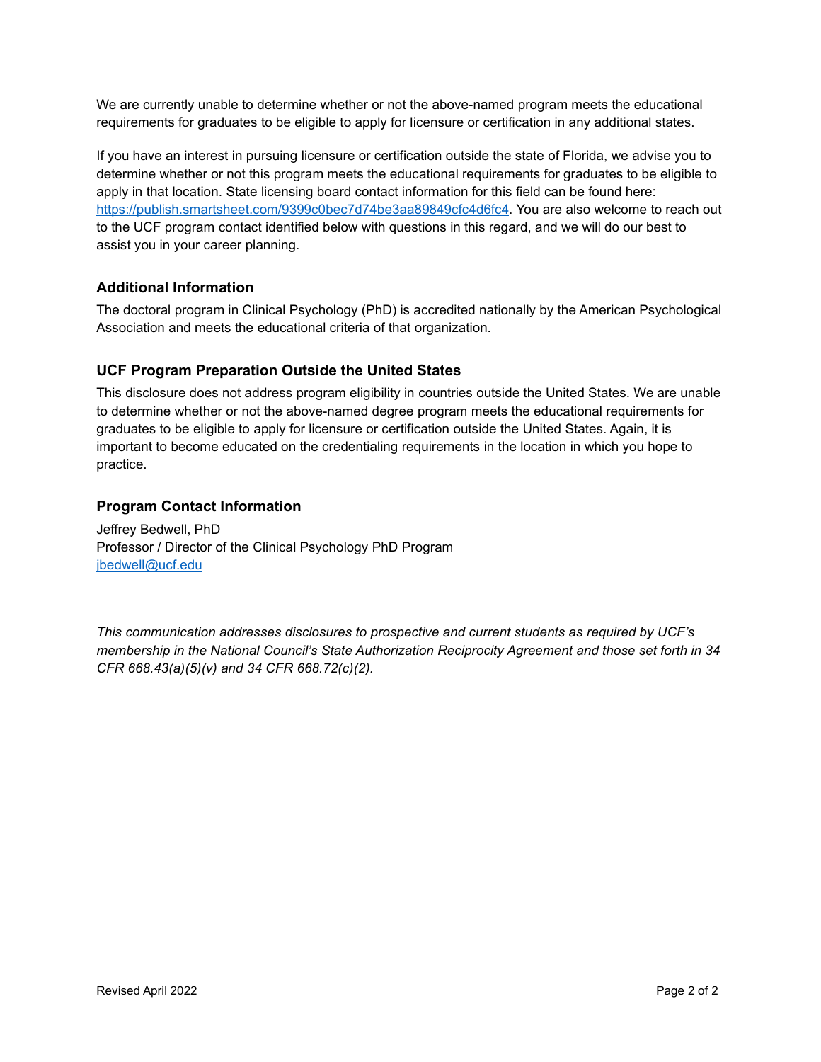We are currently unable to determine whether or not the above-named program meets the educational requirements for graduates to be eligible to apply for licensure or certification in any additional states.

If you have an interest in pursuing licensure or certification outside the state of Florida, we advise you to determine whether or not this program meets the educational requirements for graduates to be eligible to apply in that location. State licensing board contact information for this field can be found here: https://publish.smartsheet.com/9399c0bec7d74be3aa89849cfc4d6fc4. You are also welcome to reach out to the UCF program contact identified below with questions in this regard, and we will do our best to assist you in your career planning.

### Additional Information

The doctoral program in Clinical Psychology (PhD) is accredited nationally by the American Psychological Association and meets the educational criteria of that organization.

### UCF Program Preparation Outside the United States

This disclosure does not address program eligibility in countries outside the United States. We are unable to determine whether or not the above-named degree program meets the educational requirements for graduates to be eligible to apply for licensure or certification outside the United States. Again, it is important to become educated on the credentialing requirements in the location in which you hope to practice.

### Program Contact Information

Jeffrey Bedwell, PhD
Professor / Director of the Clinical Psychology PhD Program
jbedwell@ucf.edu

*This communication addresses disclosures to prospective and current students as required by UCF's membership in the National Council's State Authorization Reciprocity Agreement and those set forth in 34 CFR 668.43(a)(5)(v) and 34 CFR 668.72(c)(2).*

Revised April 2022